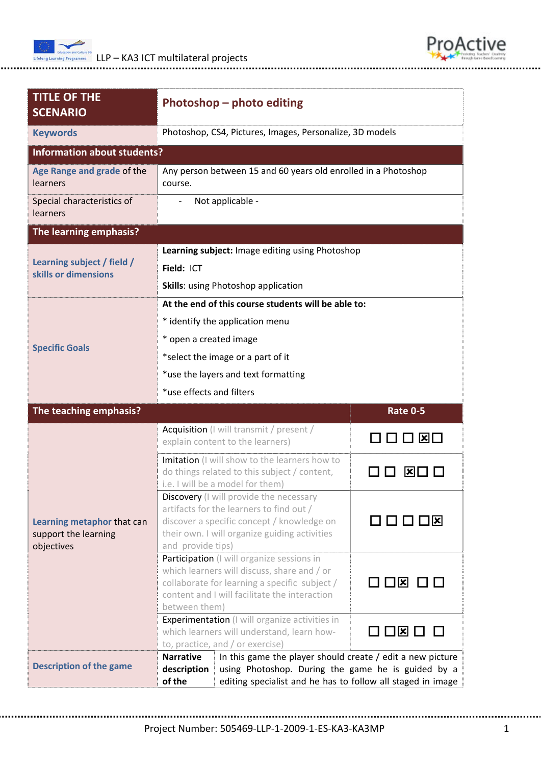| TITLE OF THE SCENARIO | Photoshop – photo editing | |
|---|---|---|
| **Keywords** | Photoshop, CS4, Pictures, Images, Personalize, 3D models | |
| **Information about students?** | | |
| **Age Range and grade** of the learners | Any person between 15 and 60 years old enrolled in a Photoshop course. | |
| Special characteristics of learners | - Not applicable - | |
| **The learning emphasis?** | | |
| **Learning subject / field / skills or dimensions** | **Learning subject:** Image editing using Photoshop<br>**Field:** ICT<br>**Skills**: using Photoshop application | |
| **Specific Goals** | **At the end of this course students will be able to:**<br>* identify the application menu<br>* open a created image<br>*select the image or a part of it<br>*use the layers and text formatting<br>*use effects and filters | |
| **The teaching emphasis?** | | **Rate 0-5** |
| **Learning metaphor** that can support the learning objectives | Acquisition (I will transmit / present / explain content to the learners) | ☐ ☐ ☐ ☒ ☐ |
| | Imitation (I will show to the learners how to do things related to this subject / content, i.e. I will be a model for them) | ☐ ☐ ☒ ☐ ☐ |
| | Discovery (I will provide the necessary artifacts for the learners to find out / discover a specific concept / knowledge on their own. I will organize guiding activities and provide tips) | ☐ ☐ ☐ ☐ ☒ |
| | Participation (I will organize sessions in which learners will discuss, share and / or collaborate for learning a specific subject / content and I will facilitate the interaction between them) | ☐ ☐ ☒ ☐ ☐ |
| | Experimentation (I will organize activities in which learners will understand, learn how-to, practice, and / or exercise) | ☐ ☐ ☒ ☐ ☐ |
| **Description of the game** | **Narrative description of the** | In this game the player should create / edit a new picture using Photoshop. During the game he is guided by a editing specialist and he has to follow all staged in image |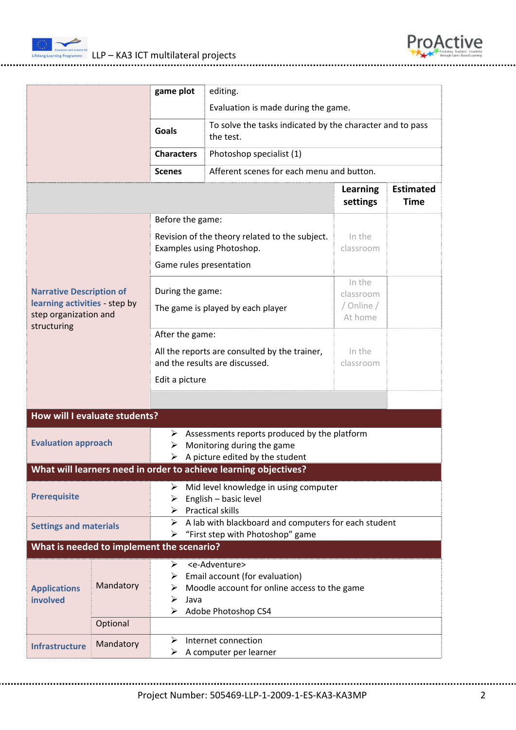| | | | | |
|---|---|---|---|---|
| | **game plot** | editing.<br><br>Evaluation is made during the game. | | |
| | **Goals** | To solve the tasks indicated by the character and to pass the test. | | |
| | **Characters** | Photoshop specialist (1) | | |
| | **Scenes** | Afferent scenes for each menu and button. | | |
| | | | **Learning settings** | **Estimated Time** |
| **Narrative Description of learning activities** - step by step organization and structuring | Before the game:<br><br>Revision of the theory related to the subject. Examples using Photoshop.<br><br>Game rules presentation | | In the classroom | |
| | During the game:<br><br>The game is played by each player | | In the classroom / Online / At home | |
| | After the game:<br><br>All the reports are consulted by the trainer, and the results are discussed.<br><br>Edit a picture | | In the classroom | |

## How will I evaluate students?

| | |
|---|---|
| **Evaluation approach** | ➢ Assessments reports produced by the platform<br>➢ Monitoring during the game<br>➢ A picture edited by the student |

## What will learners need in order to achieve learning objectives?

| | |
|---|---|
| **Prerequisite** | ➢ Mid level knowledge in using computer<br>➢ English – basic level<br>➢ Practical skills |
| **Settings and materials** | ➢ A lab with blackboard and computers for each student<br>➢ "First step with Photoshop" game |

## What is needed to implement the scenario?

| | | |
|---|---|---|
| **Applications involved** | Mandatory | ➢ <e-Adventure><br>➢ Email account (for evaluation)<br>➢ Moodle account for online access to the game<br>➢ Java<br>➢ Adobe Photoshop CS4 |
| | Optional | |
| **Infrastructure** | Mandatory | ➢ Internet connection<br>➢ A computer per learner |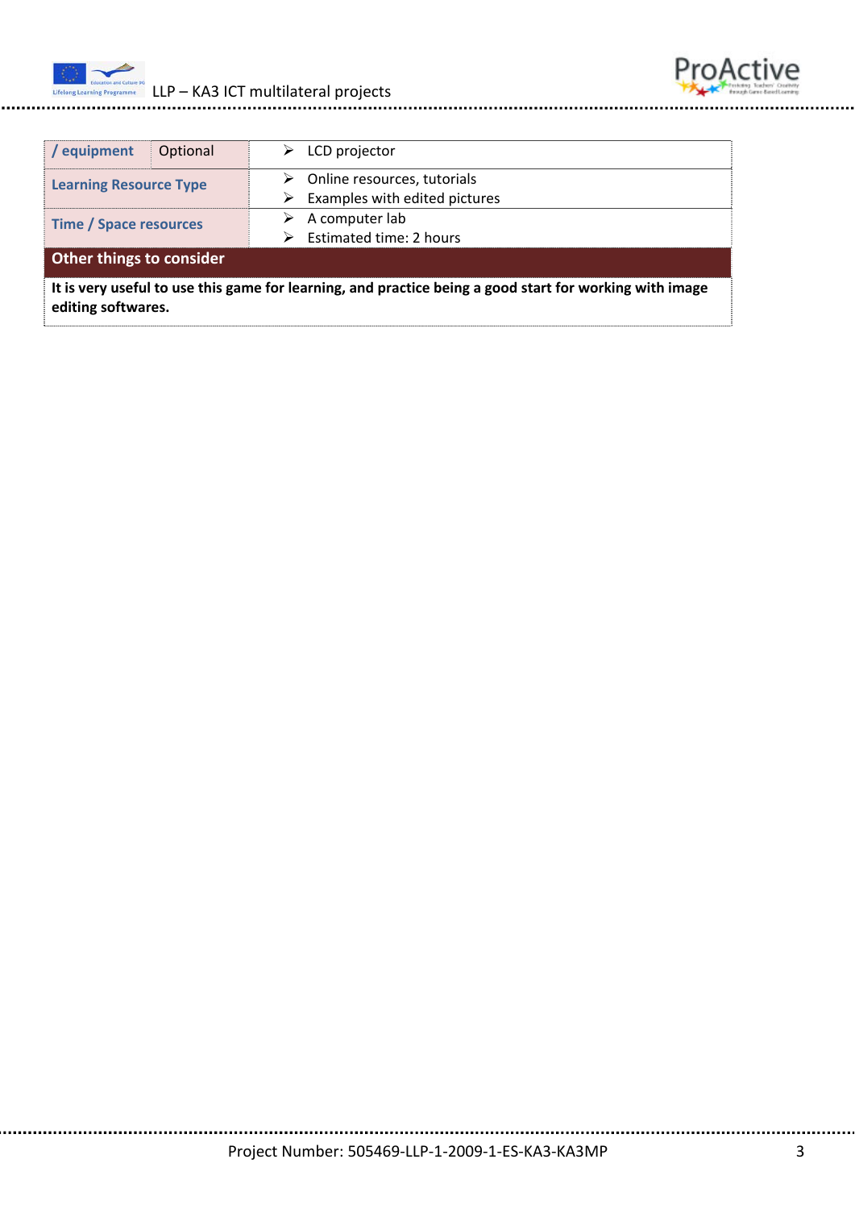| | | |
|---|---|---|
| / equipment | Optional | ➢ LCD projector |
| Learning Resource Type | | ➢ Online resources, tutorials<br>➢ Examples with edited pictures |
| Time / Space resources | | ➢ A computer lab<br>➢ Estimated time: 2 hours |

**Other things to consider**

**It is very useful to use this game for learning, and practice being a good start for working with image editing softwares.**